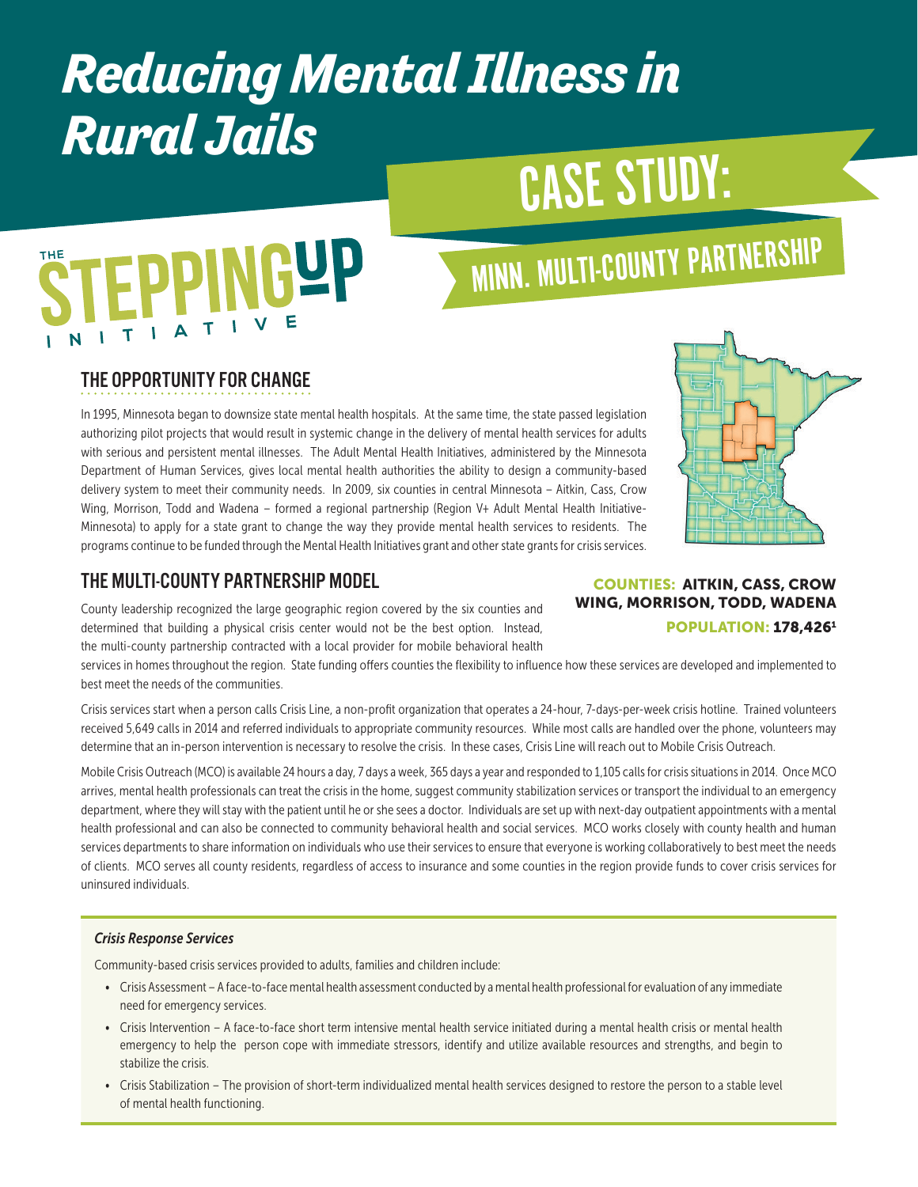# *Reducing Mental Illness in Rural Jails*

# CASE STUDY:

## MINN. MULTI-COUNTY PARTNERSHIP

THE STEPPING UP INITIATIVE

## THE OPPORTUNITY FOR CHANGE

In 1995, Minnesota began to downsize state mental health hospitals. At the same time, the state passed legislation authorizing pilot projects that would result in systemic change in the delivery of mental health services for adults with serious and persistent mental illnesses. The Adult Mental Health Initiatives, administered by the Minnesota Department of Human Services, gives local mental health authorities the ability to design a community-based delivery system to meet their community needs. In 2009, six counties in central Minnesota – Aitkin, Cass, Crow Wing, Morrison, Todd and Wadena – formed a regional partnership (Region V+ Adult Mental Health Initiative-Minnesota) to apply for a state grant to change the way they provide mental health services to residents. The programs continue to be funded through the Mental Health Initiatives grant and other state grants for crisis services.

**COUNTIES: AITKIN, CASS, CROW WING, MORRISON, TODD, WADENA**

**POPULATION: 178,426[1]**

## THE MULTI-COUNTY PARTNERSHIP MODEL

County leadership recognized the large geographic region covered by the six counties and determined that building a physical crisis center would not be the best option. Instead, the multi-county partnership contracted with a local provider for mobile behavioral health services in homes throughout the region. State funding offers counties the flexibility to influence how these services are developed and implemented to best meet the needs of the communities.

Crisis services start when a person calls Crisis Line, a non-profit organization that operates a 24-hour, 7-days-per-week crisis hotline. Trained volunteers received 5,649 calls in 2014 and referred individuals to appropriate community resources. While most calls are handled over the phone, volunteers may determine that an in-person intervention is necessary to resolve the crisis. In these cases, Crisis Line will reach out to Mobile Crisis Outreach.

Mobile Crisis Outreach (MCO) is available 24 hours a day, 7 days a week, 365 days a year and responded to 1,105 calls for crisis situations in 2014. Once MCO arrives, mental health professionals can treat the crisis in the home, suggest community stabilization services or transport the individual to an emergency department, where they will stay with the patient until he or she sees a doctor. Individuals are set up with next-day outpatient appointments with a mental health professional and can also be connected to community behavioral health and social services. MCO works closely with county health and human services departments to share information on individuals who use their services to ensure that everyone is working collaboratively to best meet the needs of clients. MCO serves all county residents, regardless of access to insurance and some counties in the region provide funds to cover crisis services for uninsured individuals.

### *Crisis Response Services*

Community-based crisis services provided to adults, families and children include:

- Crisis Assessment – A face-to-face mental health assessment conducted by a mental health professional for evaluation of any immediate need for emergency services.
- Crisis Intervention – A face-to-face short term intensive mental health service initiated during a mental health crisis or mental health emergency to help the person cope with immediate stressors, identify and utilize available resources and strengths, and begin to stabilize the crisis.
- Crisis Stabilization – The provision of short-term individualized mental health services designed to restore the person to a stable level of mental health functioning.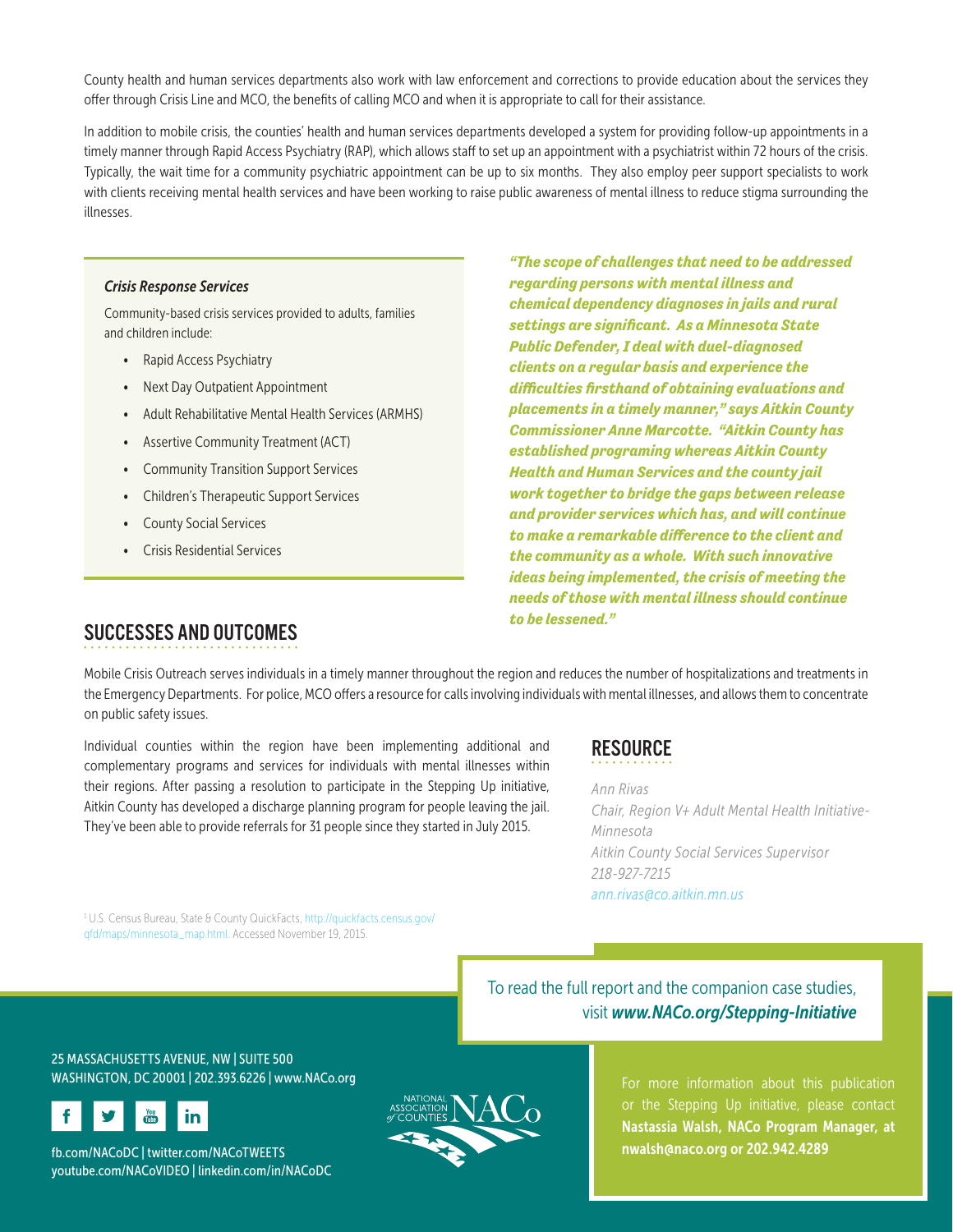County health and human services departments also work with law enforcement and corrections to provide education about the services they offer through Crisis Line and MCO, the benefits of calling MCO and when it is appropriate to call for their assistance.

In addition to mobile crisis, the counties' health and human services departments developed a system for providing follow-up appointments in a timely manner through Rapid Access Psychiatry (RAP), which allows staff to set up an appointment with a psychiatrist within 72 hours of the crisis. Typically, the wait time for a community psychiatric appointment can be up to six months. They also employ peer support specialists to work with clients receiving mental health services and have been working to raise public awareness of mental illness to reduce stigma surrounding the illnesses.

***Crisis Response Services***

Community-based crisis services provided to adults, families and children include:

- Rapid Access Psychiatry
- Next Day Outpatient Appointment
- Adult Rehabilitative Mental Health Services (ARMHS)
- Assertive Community Treatment (ACT)
- Community Transition Support Services
- Children's Therapeutic Support Services
- County Social Services
- Crisis Residential Services

***"The scope of challenges that need to be addressed regarding persons with mental illness and chemical dependency diagnoses in jails and rural settings are significant. As a Minnesota State Public Defender, I deal with duel-diagnosed clients on a regular basis and experience the difficulties firsthand of obtaining evaluations and placements in a timely manner," says Aitkin County Commissioner Anne Marcotte. "Aitkin County has established programing whereas Aitkin County Health and Human Services and the county jail work together to bridge the gaps between release and provider services which has, and will continue to make a remarkable difference to the client and the community as a whole. With such innovative ideas being implemented, the crisis of meeting the needs of those with mental illness should continue to be lessened."***

## SUCCESSES AND OUTCOMES

Mobile Crisis Outreach serves individuals in a timely manner throughout the region and reduces the number of hospitalizations and treatments in the Emergency Departments. For police, MCO offers a resource for calls involving individuals with mental illnesses, and allows them to concentrate on public safety issues.

Individual counties within the region have been implementing additional and complementary programs and services for individuals with mental illnesses within their regions. After passing a resolution to participate in the Stepping Up initiative, Aitkin County has developed a discharge planning program for people leaving the jail. They've been able to provide referrals for 31 people since they started in July 2015.

## RESOURCE

*Ann Rivas*
*Chair, Region V+ Adult Mental Health Initiative-Minnesota*
*Aitkin County Social Services Supervisor*
*218-927-7215*
*ann.rivas@co.aitkin.mn.us*

[1] U.S. Census Bureau, State & County QuickFacts, http://quickfacts.census.gov/qfd/maps/minnesota_map.html. Accessed November 19, 2015.

To read the full report and the companion case studies, visit ***www.NACo.org/Stepping-Initiative***

25 MASSACHUSETTS AVENUE, NW | SUITE 500
WASHINGTON, DC 20001 | 202.393.6226 | www.NACo.org

fb.com/NACoDC | twitter.com/NACoTWEETS
youtube.com/NACoVIDEO | linkedin.com/in/NACoDC

NATIONAL ASSOCIATION of COUNTIES NACo

For more information about this publication or the Stepping Up initiative, please contact **Nastassia Walsh, NACo Program Manager, at nwalsh@naco.org or 202.942.4289**